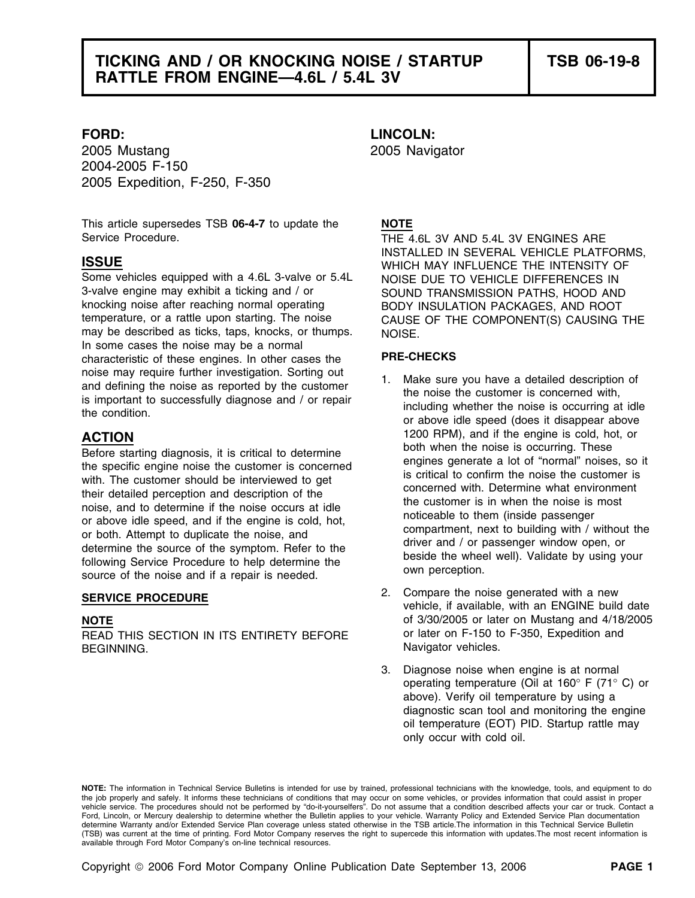# TICKING AND / OR KNOCKING NOISE / STARTUP RATTLE FROM ENGINE—4.6L / 5.4L 3V

# TSB 06-19-8

**FORD:**
2005 Mustang
2004-2005 F-150
2005 Expedition, F-250, F-350

**LINCOLN:**
2005 Navigator

This article supersedes TSB **06-4-7** to update the Service Procedure.

## ISSUE

Some vehicles equipped with a 4.6L 3-valve or 5.4L 3-valve engine may exhibit a ticking and / or knocking noise after reaching normal operating temperature, or a rattle upon starting. The noise may be described as ticks, taps, knocks, or thumps. In some cases the noise may be a normal characteristic of these engines. In other cases the noise may require further investigation. Sorting out and defining the noise as reported by the customer is important to successfully diagnose and / or repair the condition.

## ACTION

Before starting diagnosis, it is critical to determine the specific engine noise the customer is concerned with. The customer should be interviewed to get their detailed perception and description of the noise, and to determine if the noise occurs at idle or above idle speed, and if the engine is cold, hot, or both. Attempt to duplicate the noise, and determine the source of the symptom. Refer to the following Service Procedure to help determine the source of the noise and if a repair is needed.

### SERVICE PROCEDURE

**NOTE**
READ THIS SECTION IN ITS ENTIRETY BEFORE BEGINNING.

**NOTE**
THE 4.6L 3V AND 5.4L 3V ENGINES ARE INSTALLED IN SEVERAL VEHICLE PLATFORMS, WHICH MAY INFLUENCE THE INTENSITY OF NOISE DUE TO VEHICLE DIFFERENCES IN SOUND TRANSMISSION PATHS, HOOD AND BODY INSULATION PACKAGES, AND ROOT CAUSE OF THE COMPONENT(S) CAUSING THE NOISE.

**PRE-CHECKS**

1. Make sure you have a detailed description of the noise the customer is concerned with, including whether the noise is occurring at idle or above idle speed (does it disappear above 1200 RPM), and if the engine is cold, hot, or both when the noise is occurring. These engines generate a lot of "normal" noises, so it is critical to confirm the noise the customer is concerned with. Determine what environment the customer is in when the noise is most noticeable to them (inside passenger compartment, next to building with / without the driver and / or passenger window open, or beside the wheel well). Validate by using your own perception.
2. Compare the noise generated with a new vehicle, if available, with an ENGINE build date of 3/30/2005 or later on Mustang and 4/18/2005 or later on F-150 to F-350, Expedition and Navigator vehicles.
3. Diagnose noise when engine is at normal operating temperature (Oil at 160° F (71° C) or above). Verify oil temperature by using a diagnostic scan tool and monitoring the engine oil temperature (EOT) PID. Startup rattle may only occur with cold oil.

**NOTE:** The information in Technical Service Bulletins is intended for use by trained, professional technicians with the knowledge, tools, and equipment to do the job properly and safely. It informs these technicians of conditions that may occur on some vehicles, or provides information that could assist in proper vehicle service. The procedures should not be performed by "do-it-yourselfers". Do not assume that a condition described affects your car or truck. Contact a Ford, Lincoln, or Mercury dealership to determine whether the Bulletin applies to your vehicle. Warranty Policy and Extended Service Plan documentation determine Warranty and/or Extended Service Plan coverage unless stated otherwise in the TSB article.The information in this Technical Service Bulletin (TSB) was current at the time of printing. Ford Motor Company reserves the right to supercede this information with updates.The most recent information is available through Ford Motor Company's on-line technical resources.

Copyright © 2006 Ford Motor Company Online Publication Date September 13, 2006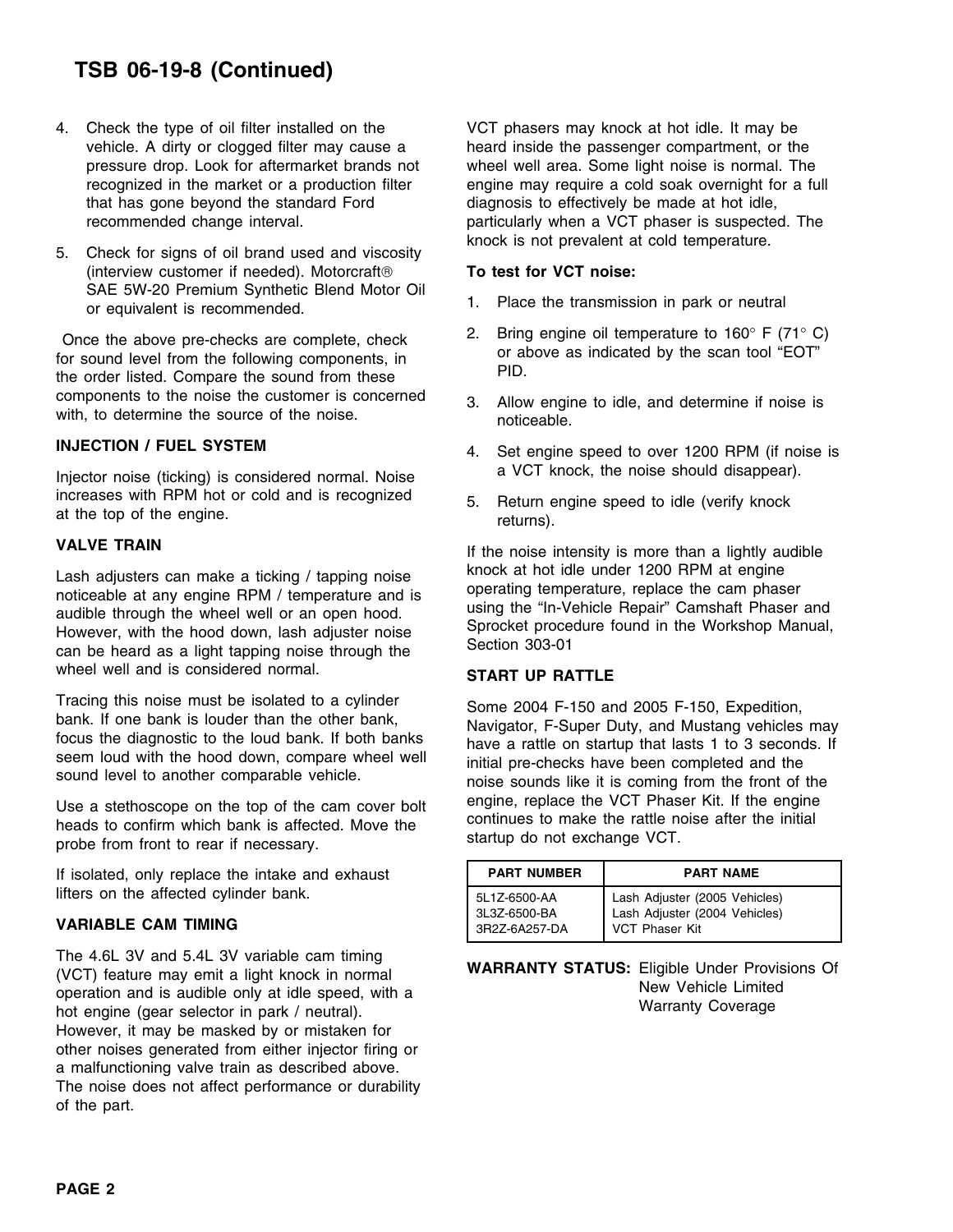4. Check the type of oil filter installed on the vehicle. A dirty or clogged filter may cause a pressure drop. Look for aftermarket brands not recognized in the market or a production filter that has gone beyond the standard Ford recommended change interval.
5. Check for signs of oil brand used and viscosity (interview customer if needed). Motorcraft® SAE 5W-20 Premium Synthetic Blend Motor Oil or equivalent is recommended.

Once the above pre-checks are complete, check for sound level from the following components, in the order listed. Compare the sound from these components to the noise the customer is concerned with, to determine the source of the noise.

**INJECTION / FUEL SYSTEM**

Injector noise (ticking) is considered normal. Noise increases with RPM hot or cold and is recognized at the top of the engine.

**VALVE TRAIN**

Lash adjusters can make a ticking / tapping noise noticeable at any engine RPM / temperature and is audible through the wheel well or an open hood. However, with the hood down, lash adjuster noise can be heard as a light tapping noise through the wheel well and is considered normal.

Tracing this noise must be isolated to a cylinder bank. If one bank is louder than the other bank, focus the diagnostic to the loud bank. If both banks seem loud with the hood down, compare wheel well sound level to another comparable vehicle.

Use a stethoscope on the top of the cam cover bolt heads to confirm which bank is affected. Move the probe from front to rear if necessary.

If isolated, only replace the intake and exhaust lifters on the affected cylinder bank.

**VARIABLE CAM TIMING**

The 4.6L 3V and 5.4L 3V variable cam timing (VCT) feature may emit a light knock in normal operation and is audible only at idle speed, with a hot engine (gear selector in park / neutral). However, it may be masked by or mistaken for other noises generated from either injector firing or a malfunctioning valve train as described above. The noise does not affect performance or durability of the part.

VCT phasers may knock at hot idle. It may be heard inside the passenger compartment, or the wheel well area. Some light noise is normal. The engine may require a cold soak overnight for a full diagnosis to effectively be made at hot idle, particularly when a VCT phaser is suspected. The knock is not prevalent at cold temperature.

**To test for VCT noise:**

1. Place the transmission in park or neutral
2. Bring engine oil temperature to 160° F (71° C) or above as indicated by the scan tool "EOT" PID.
3. Allow engine to idle, and determine if noise is noticeable.
4. Set engine speed to over 1200 RPM (if noise is a VCT knock, the noise should disappear).
5. Return engine speed to idle (verify knock returns).

If the noise intensity is more than a lightly audible knock at hot idle under 1200 RPM at engine operating temperature, replace the cam phaser using the "In-Vehicle Repair" Camshaft Phaser and Sprocket procedure found in the Workshop Manual, Section 303-01

**START UP RATTLE**

Some 2004 F-150 and 2005 F-150, Expedition, Navigator, F-Super Duty, and Mustang vehicles may have a rattle on startup that lasts 1 to 3 seconds. If initial pre-checks have been completed and the noise sounds like it is coming from the front of the engine, replace the VCT Phaser Kit. If the engine continues to make the rattle noise after the initial startup do not exchange VCT.

| PART NUMBER | PART NAME |
|---|---|
| 5L1Z-6500-AA | Lash Adjuster (2005 Vehicles) |
| 3L3Z-6500-BA | Lash Adjuster (2004 Vehicles) |
| 3R2Z-6A257-DA | VCT Phaser Kit |

**WARRANTY STATUS:** Eligible Under Provisions Of New Vehicle Limited Warranty Coverage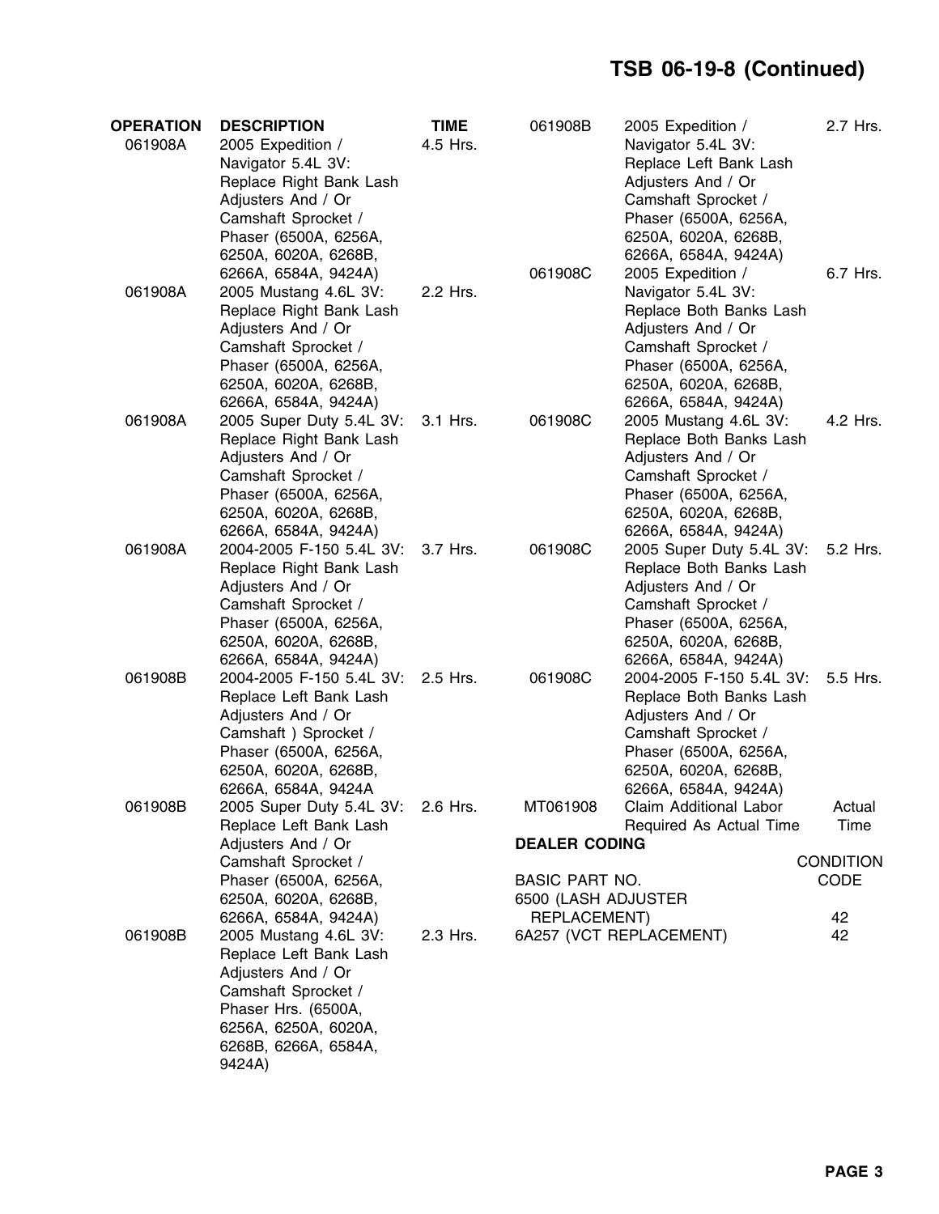## TSB 06-19-8 (Continued)

| OPERATION | DESCRIPTION | TIME |
|---|---|---|
| 061908A | 2005 Expedition / Navigator 5.4L 3V: Replace Right Bank Lash Adjusters And / Or Camshaft Sprocket / Phaser (6500A, 6256A, 6250A, 6020A, 6268B, 6266A, 6584A, 9424A) | 4.5 Hrs. |
| 061908A | 2005 Mustang 4.6L 3V: Replace Right Bank Lash Adjusters And / Or Camshaft Sprocket / Phaser (6500A, 6256A, 6250A, 6020A, 6268B, 6266A, 6584A, 9424A) | 2.2 Hrs. |
| 061908A | 2005 Super Duty 5.4L 3V: Replace Right Bank Lash Adjusters And / Or Camshaft Sprocket / Phaser (6500A, 6256A, 6250A, 6020A, 6268B, 6266A, 6584A, 9424A) | 3.1 Hrs. |
| 061908A | 2004-2005 F-150 5.4L 3V: Replace Right Bank Lash Adjusters And / Or Camshaft Sprocket / Phaser (6500A, 6256A, 6250A, 6020A, 6268B, 6266A, 6584A, 9424A) | 3.7 Hrs. |
| 061908B | 2004-2005 F-150 5.4L 3V: Replace Left Bank Lash Adjusters And / Or Camshaft ) Sprocket / Phaser (6500A, 6256A, 6250A, 6020A, 6268B, 6266A, 6584A, 9424A | 2.5 Hrs. |
| 061908B | 2005 Super Duty 5.4L 3V: Replace Left Bank Lash Adjusters And / Or Camshaft Sprocket / Phaser (6500A, 6256A, 6250A, 6020A, 6268B, 6266A, 6584A, 9424A) | 2.6 Hrs. |
| 061908B | 2005 Mustang 4.6L 3V: Replace Left Bank Lash Adjusters And / Or Camshaft Sprocket / Phaser Hrs. (6500A, 6256A, 6250A, 6020A, 6268B, 6266A, 6584A, 9424A) | 2.3 Hrs. |
| 061908B | 2005 Expedition / Navigator 5.4L 3V: Replace Left Bank Lash Adjusters And / Or Camshaft Sprocket / Phaser (6500A, 6256A, 6250A, 6020A, 6268B, 6266A, 6584A, 9424A) | 2.7 Hrs. |
| 061908C | 2005 Expedition / Navigator 5.4L 3V: Replace Both Banks Lash Adjusters And / Or Camshaft Sprocket / Phaser (6500A, 6256A, 6250A, 6020A, 6268B, 6266A, 6584A, 9424A) | 6.7 Hrs. |
| 061908C | 2005 Mustang 4.6L 3V: Replace Both Banks Lash Adjusters And / Or Camshaft Sprocket / Phaser (6500A, 6256A, 6250A, 6020A, 6268B, 6266A, 6584A, 9424A) | 4.2 Hrs. |
| 061908C | 2005 Super Duty 5.4L 3V: Replace Both Banks Lash Adjusters And / Or Camshaft Sprocket / Phaser (6500A, 6256A, 6250A, 6020A, 6268B, 6266A, 6584A, 9424A) | 5.2 Hrs. |
| 061908C | 2004-2005 F-150 5.4L 3V: Replace Both Banks Lash Adjusters And / Or Camshaft Sprocket / Phaser (6500A, 6256A, 6250A, 6020A, 6268B, 6266A, 6584A, 9424A) | 5.5 Hrs. |
| MT061908 | Claim Additional Labor Required As Actual Time | Actual Time |

### DEALER CODING

| BASIC PART NO. | CONDITION CODE |
|---|---|
| 6500 (LASH ADJUSTER REPLACEMENT) | 42 |
| 6A257 (VCT REPLACEMENT) | 42 |